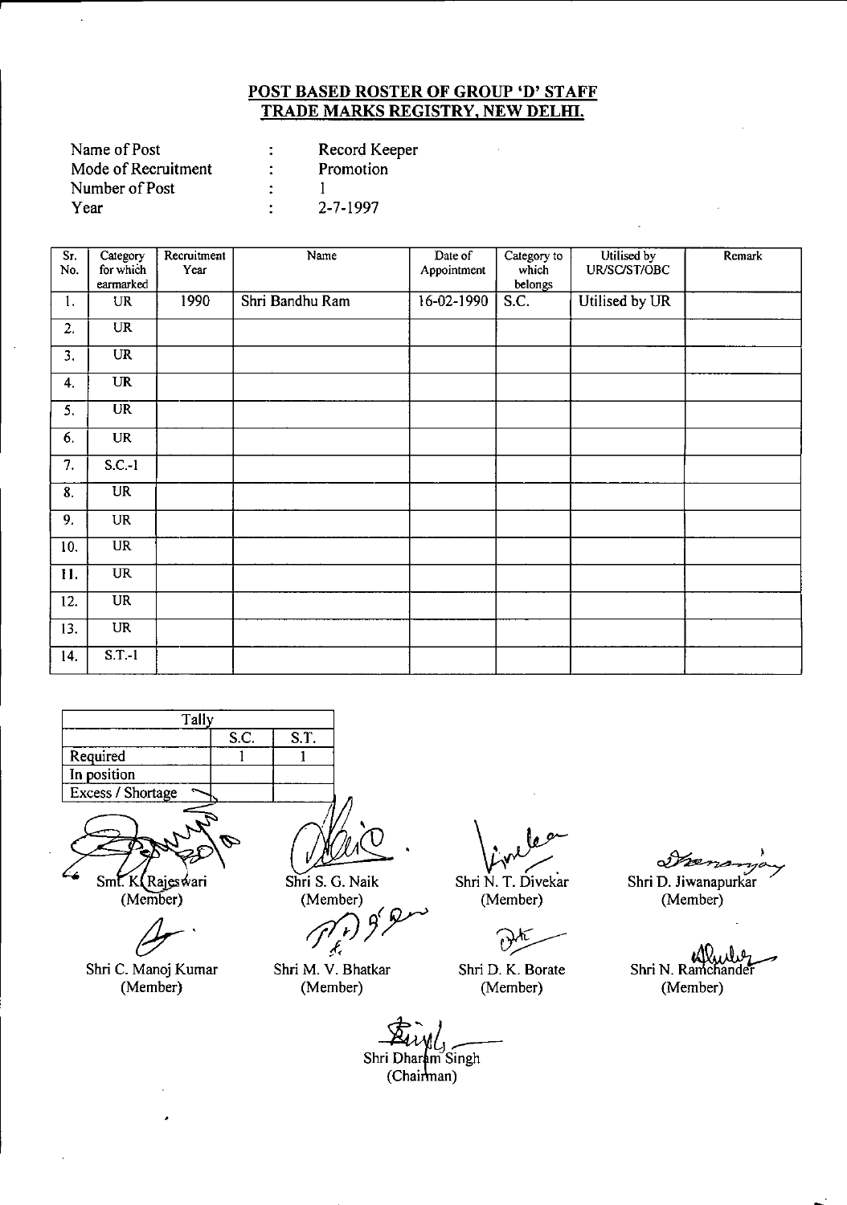**POST BASED ROSTER OF GROUP 'D' STAFF**
**TRADE MARKS REGISTRY, NEW DELHI.**

| | | |
|---|---|---|
| Name of Post | : | Record Keeper |
| Mode of Recruitment | : | Promotion |
| Number of Post | : | 1 |
| Year | : | 2-7-1997 |

| Sr. No. | Category for which earmarked | Recruitment Year | Name | Date of Appointment | Category to which belongs | Utilised by UR/SC/ST/OBC | Remark |
|---|---|---|---|---|---|---|---|
| 1. | UR | 1990 | Shri Bandhu Ram | 16-02-1990 | S.C. | Utilised by UR | |
| 2. | UR | | | | | | |
| 3. | UR | | | | | | |
| 4. | UR | | | | | | |
| 5. | UR | | | | | | |
| 6. | UR | | | | | | |
| 7. | S.C.-1 | | | | | | |
| 8. | UR | | | | | | |
| 9. | UR | | | | | | |
| 10. | UR | | | | | | |
| 11. | UR | | | | | | |
| 12. | UR | | | | | | |
| 13. | UR | | | | | | |
| 14. | S.T.-1 | | | | | | |

| Tally | | |
|---|---|---|
| | S.C. | S.T. |
| Required | 1 | 1 |
| In position | | |
| Excess / Shortage | | |

Smt. K. Rajeswari (Member)

Shri S. G. Naik (Member)

Shri N. T. Divekar (Member)

Shri D. Jiwanapurkar (Member)

Shri C. Manoj Kumar (Member)

Shri M. V. Bhatkar (Member)

Shri D. K. Borate (Member)

Shri N. Ramchander (Member)

Shri Dharam Singh (Chairman)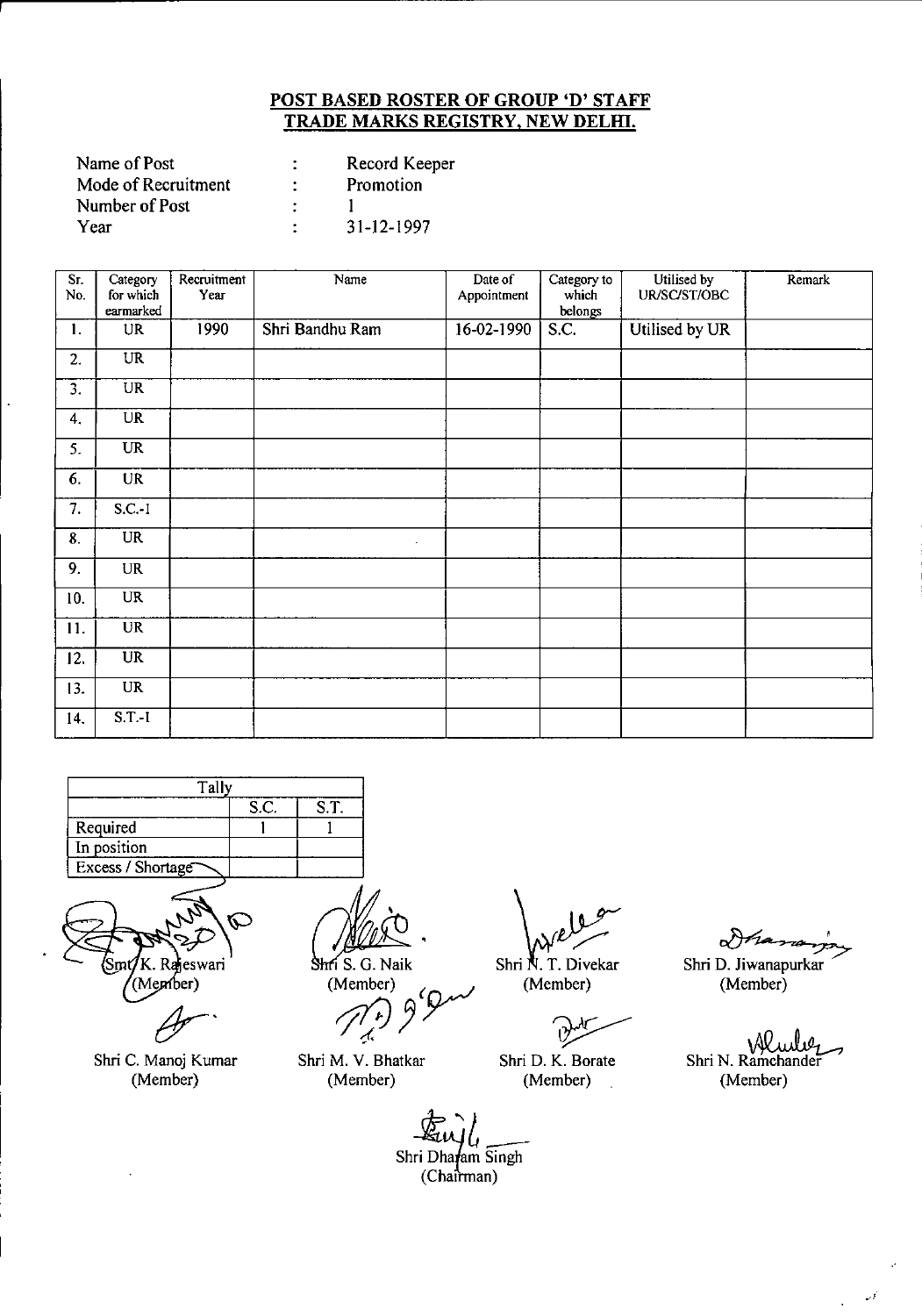**POST BASED ROSTER OF GROUP 'D' STAFF**
**TRADE MARKS REGISTRY, NEW DELHI.**

Name of Post : Record Keeper
Mode of Recruitment : Promotion
Number of Post : 1
Year : 31-12-1997

| Sr. No. | Category for which earmarked | Recruitment Year | Name | Date of Appointment | Category to which belongs | Utilised by UR/SC/ST/OBC | Remark |
|---|---|---|---|---|---|---|---|
| 1. | UR | 1990 | Shri Bandhu Ram | 16-02-1990 | S.C. | Utilised by UR | |
| 2. | UR | | | | | | |
| 3. | UR | | | | | | |
| 4. | UR | | | | | | |
| 5. | UR | | | | | | |
| 6. | UR | | | | | | |
| 7. | S.C.-I | | | | | | |
| 8. | UR | | | | | | |
| 9. | UR | | | | | | |
| 10. | UR | | | | | | |
| 11. | UR | | | | | | |
| 12. | UR | | | | | | |
| 13. | UR | | | | | | |
| 14. | S.T.-I | | | | | | |

| Tally | | |
|---|---|---|
| | S.C. | S.T. |
| Required | 1 | 1 |
| In position | | |
| Excess / Shortage | | |

Smt. K. Rajeswari (Member)

Shri S. G. Naik (Member)

Shri N. T. Divekar (Member)

Shri D. Jiwanapurkar (Member)

Shri C. Manoj Kumar (Member)

Shri M. V. Bhatkar (Member)

Shri D. K. Borate (Member)

Shri N. Ramchander (Member)

Shri Dharam Singh (Chairman)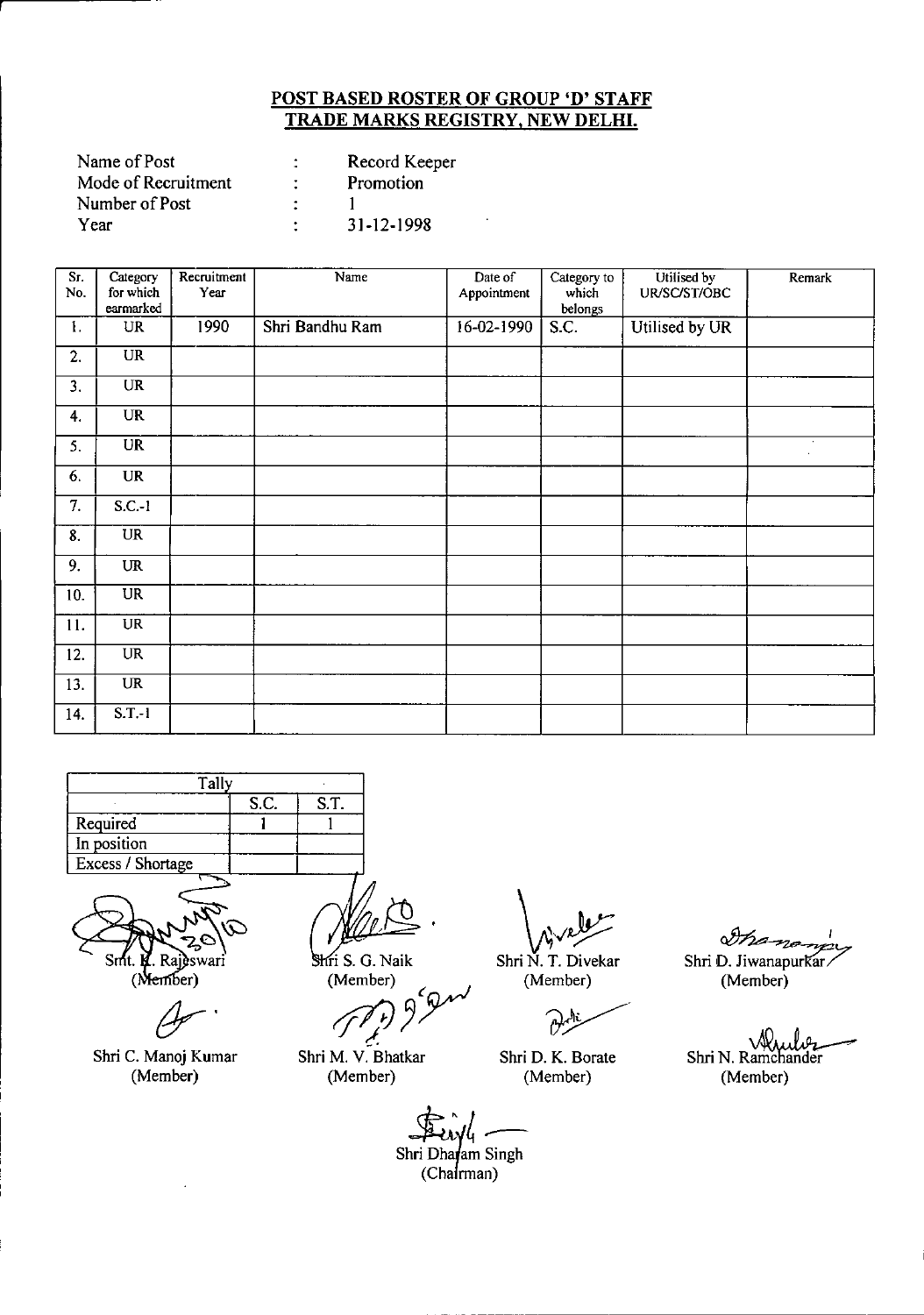## POST BASED ROSTER OF GROUP 'D' STAFF
## TRADE MARKS REGISTRY, NEW DELHI.

| | | |
|---|---|---|
| Name of Post | : | Record Keeper |
| Mode of Recruitment | : | Promotion |
| Number of Post | : | 1 |
| Year | : | 31-12-1998 |

| Sr. No. | Category for which earmarked | Recruitment Year | Name | Date of Appointment | Category to which belongs | Utilised by UR/SC/ST/OBC | Remark |
|---|---|---|---|---|---|---|---|
| 1. | UR | 1990 | Shri Bandhu Ram | 16-02-1990 | S.C. | Utilised by UR | |
| 2. | UR | | | | | | |
| 3. | UR | | | | | | |
| 4. | UR | | | | | | |
| 5. | UR | | | | | | |
| 6. | UR | | | | | | |
| 7. | S.C.-1 | | | | | | |
| 8. | UR | | | | | | |
| 9. | UR | | | | | | |
| 10. | UR | | | | | | |
| 11. | UR | | | | | | |
| 12. | UR | | | | | | |
| 13. | UR | | | | | | |
| 14. | S.T.-1 | | | | | | |

| Tally | | |
|---|---|---|
| | S.C. | S.T. |
| Required | 1 | 1 |
| In position | | |
| Excess / Shortage | | |

Smt. K. Rajeswari (Member)

Shri S. G. Naik (Member)

Shri N. T. Divekar (Member)

Shri D. Jiwanapurkar (Member)

Shri C. Manoj Kumar (Member)

Shri M. V. Bhatkar (Member)

Shri D. K. Borate (Member)

Shri N. Ramchander (Member)

Shri Dharam Singh (Chairman)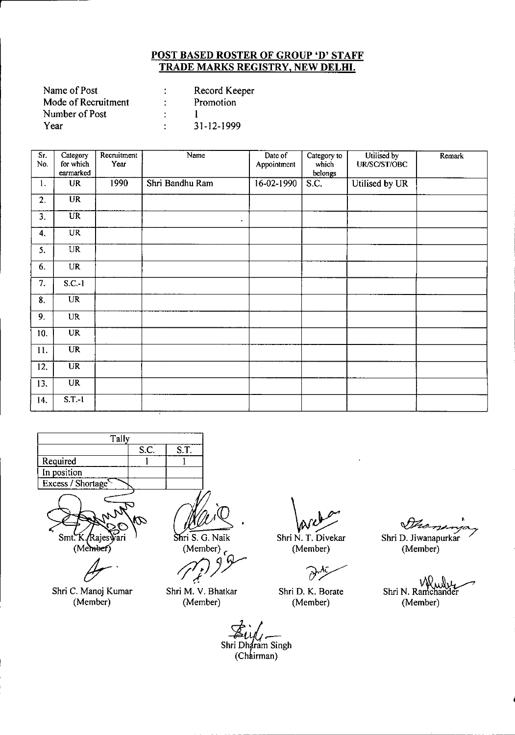## POST BASED ROSTER OF GROUP 'D' STAFF
## TRADE MARKS REGISTRY, NEW DELHI.

Name of Post : Record Keeper
Mode of Recruitment : Promotion
Number of Post : 1
Year : 31-12-1999

| Sr. No. | Category for which earmarked | Recruitment Year | Name | Date of Appointment | Category to which belongs | Utilised by UR/SC/ST/OBC | Remark |
|---|---|---|---|---|---|---|---|
| 1. | UR | 1990 | Shri Bandhu Ram | 16-02-1990 | S.C. | Utilised by UR | |
| 2. | UR | | | | | | |
| 3. | UR | | | | | | |
| 4. | UR | | | | | | |
| 5. | UR | | | | | | |
| 6. | UR | | | | | | |
| 7. | S.C.-1 | | | | | | |
| 8. | UR | | | | | | |
| 9. | UR | | | | | | |
| 10. | UR | | | | | | |
| 11. | UR | | | | | | |
| 12. | UR | | | | | | |
| 13. | UR | | | | | | |
| 14. | S.T.-1 | | | | | | |

| Tally | S.C. | S.T. |
|---|---|---|
| Required | 1 | 1 |
| In position | | |
| Excess / Shortage | | |

Smt. K. Rajeswari (Member)

Shri S. G. Naik (Member)

Shri N. T. Divekar (Member)

Shri D. Jiwanapurkar (Member)

Shri C. Manoj Kumar (Member)

Shri M. V. Bhatkar (Member)

Shri D. K. Borate (Member)

Shri N. Ramchander (Member)

Shri Dharam Singh (Chairman)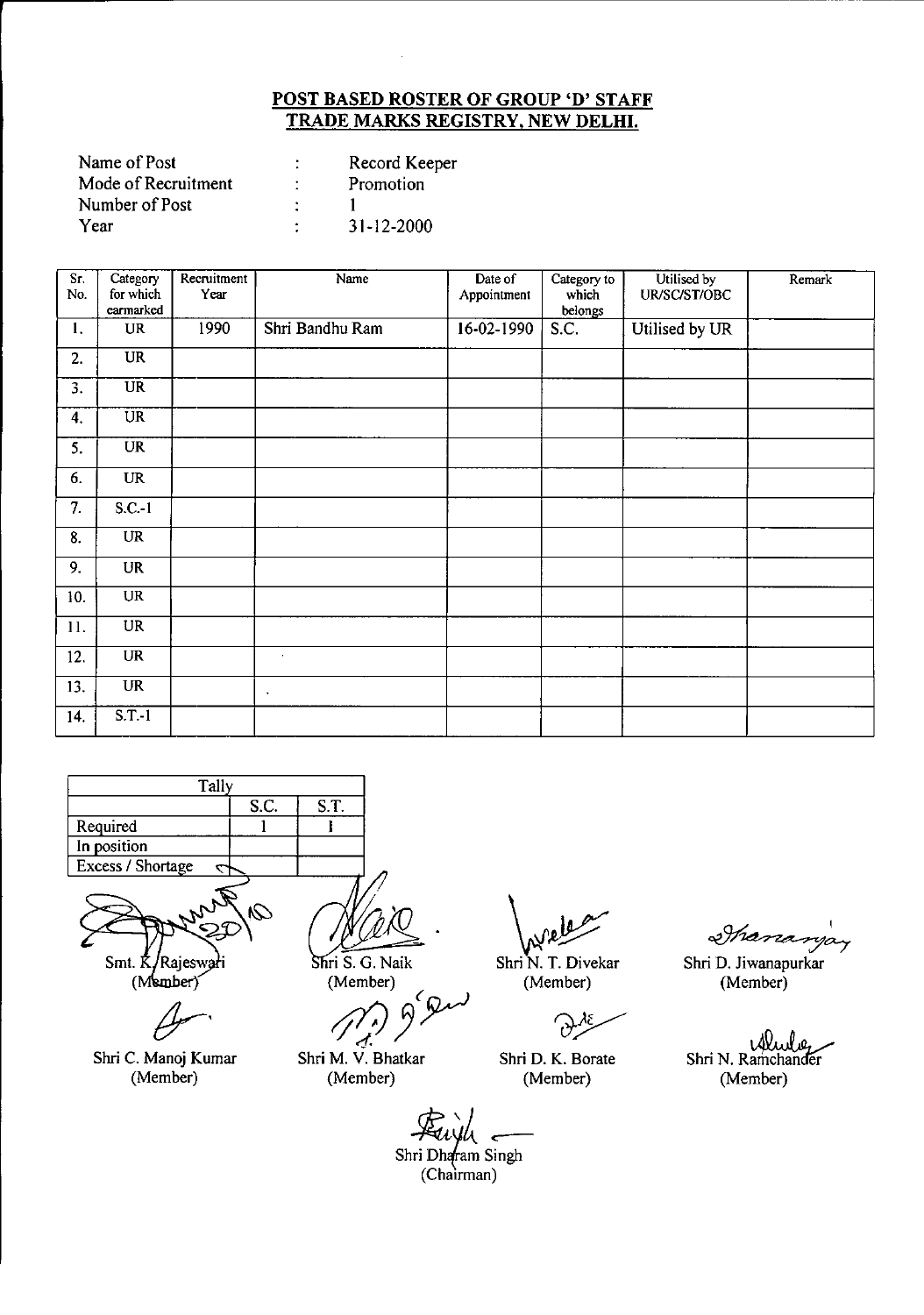## POST BASED ROSTER OF GROUP 'D' STAFF
## TRADE MARKS REGISTRY, NEW DELHI.

Name of Post : Record Keeper
Mode of Recruitment : Promotion
Number of Post : 1
Year : 31-12-2000

| Sr. No. | Category for which earmarked | Recruitment Year | Name | Date of Appointment | Category to which belongs | Utilised by UR/SC/ST/OBC | Remark |
|---|---|---|---|---|---|---|---|
| 1. | UR | 1990 | Shri Bandhu Ram | 16-02-1990 | S.C. | Utilised by UR | |
| 2. | UR | | | | | | |
| 3. | UR | | | | | | |
| 4. | UR | | | | | | |
| 5. | UR | | | | | | |
| 6. | UR | | | | | | |
| 7. | S.C.-1 | | | | | | |
| 8. | UR | | | | | | |
| 9. | UR | | | | | | |
| 10. | UR | | | | | | |
| 11. | UR | | | | | | |
| 12. | UR | | | | | | |
| 13. | UR | | | | | | |
| 14. | S.T.-1 | | | | | | |

| Tally | S.C. | S.T. |
|---|---|---|
| Required | 1 | 1 |
| In position | | |
| Excess / Shortage | | |

Smt. K. Rajeswari (Member)    Shri S. G. Naik (Member)    Shri N. T. Divekar (Member)    Shri D. Jiwanapurkar (Member)

Shri C. Manoj Kumar (Member)    Shri M. V. Bhatkar (Member)    Shri D. K. Borate (Member)    Shri N. Ramchander (Member)

Shri Dharam Singh (Chairman)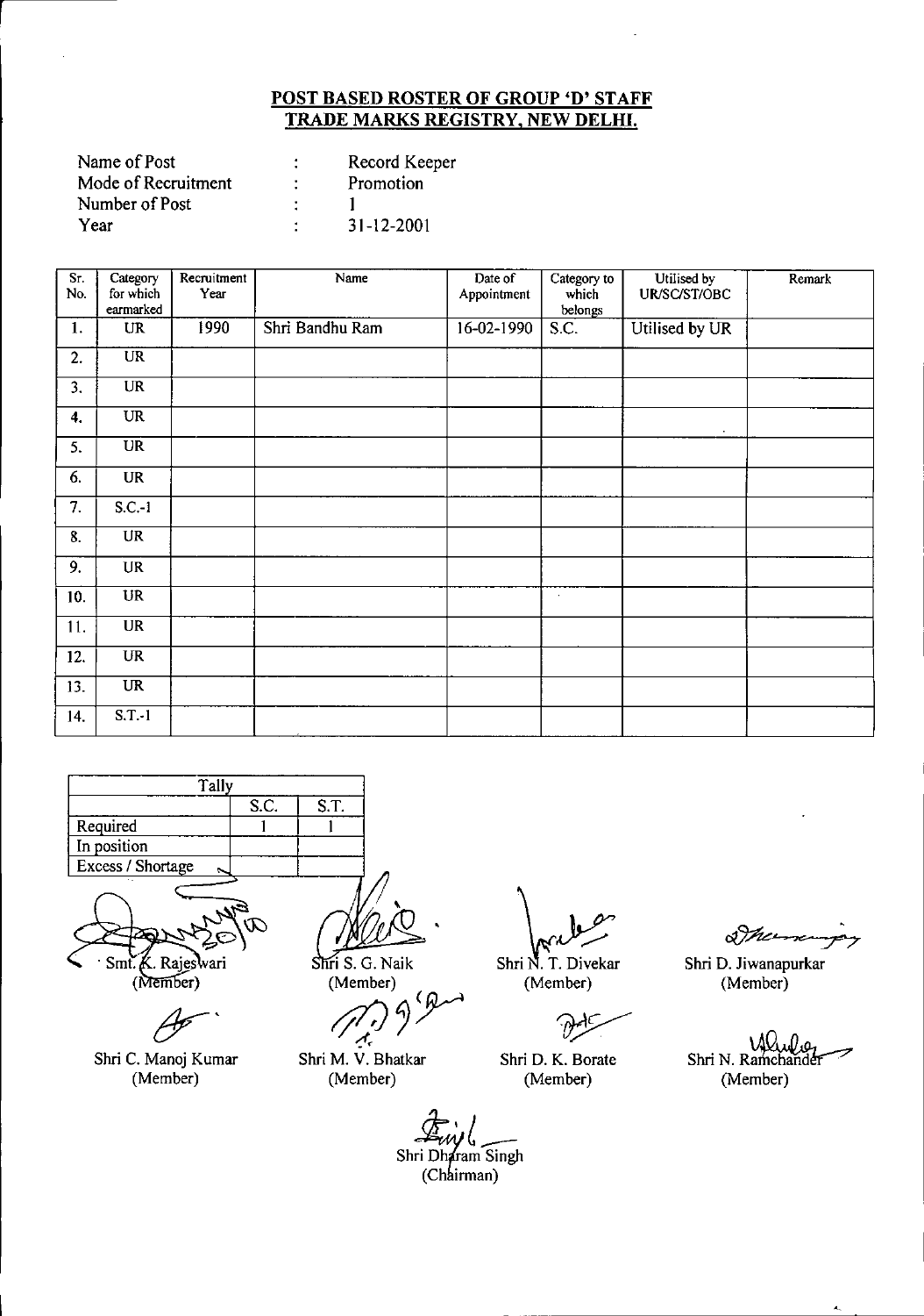## POST BASED ROSTER OF GROUP 'D' STAFF
## TRADE MARKS REGISTRY, NEW DELHI.

| | | |
|---|---|---|
| Name of Post | : | Record Keeper |
| Mode of Recruitment | : | Promotion |
| Number of Post | : | 1 |
| Year | : | 31-12-2001 |

| Sr. No. | Category for which earmarked | Recruitment Year | Name | Date of Appointment | Category to which belongs | Utilised by UR/SC/ST/OBC | Remark |
|---|---|---|---|---|---|---|---|
| 1. | UR | 1990 | Shri Bandhu Ram | 16-02-1990 | S.C. | Utilised by UR | |
| 2. | UR | | | | | | |
| 3. | UR | | | | | | |
| 4. | UR | | | | | | |
| 5. | UR | | | | | | |
| 6. | UR | | | | | | |
| 7. | S.C.-1 | | | | | | |
| 8. | UR | | | | | | |
| 9. | UR | | | | | | |
| 10. | UR | | | | | | |
| 11. | UR | | | | | | |
| 12. | UR | | | | | | |
| 13. | UR | | | | | | |
| 14. | S.T.-1 | | | | | | |

| Tally | S.C. | S.T. |
|---|---|---|
| Required | 1 | 1 |
| In position | | |
| Excess / Shortage | | |

Smt. K. Rajeswari (Member) | Shri S. G. Naik (Member) | Shri N. T. Divekar (Member) | Shri D. Jiwanapurkar (Member)

Shri C. Manoj Kumar (Member) | Shri M. V. Bhatkar (Member) | Shri D. K. Borate (Member) | Shri N. Ramchander (Member)

Shri Dharam Singh (Chairman)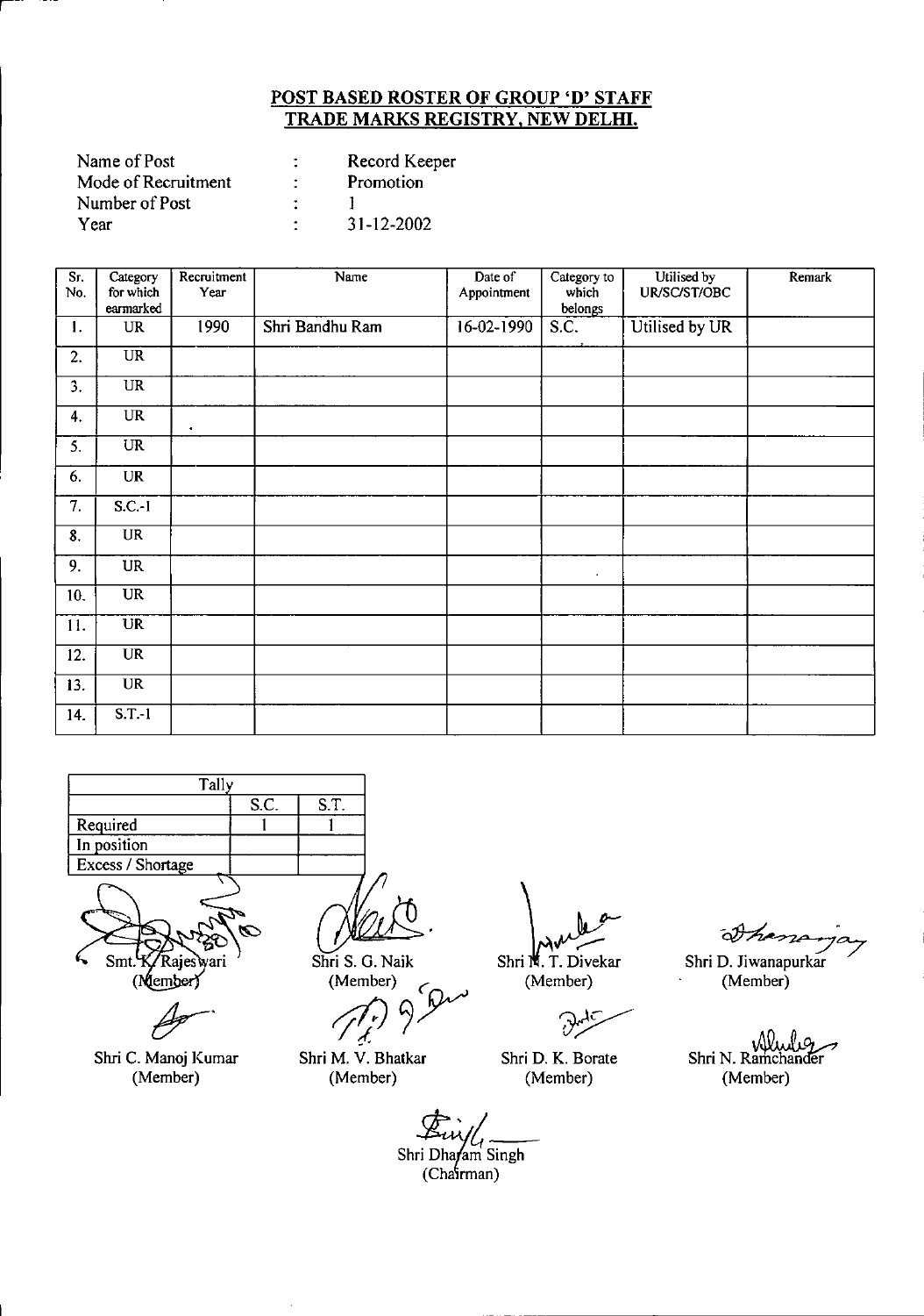**POST BASED ROSTER OF GROUP 'D' STAFF**
**TRADE MARKS REGISTRY, NEW DELHI.**

| | | |
|---|---|---|
| Name of Post | : | Record Keeper |
| Mode of Recruitment | : | Promotion |
| Number of Post | : | 1 |
| Year | : | 31-12-2002 |

| Sr. No. | Category for which earmarked | Recruitment Year | Name | Date of Appointment | Category to which belongs | Utilised by UR/SC/ST/OBC | Remark |
|---|---|---|---|---|---|---|---|
| 1. | UR | 1990 | Shri Bandhu Ram | 16-02-1990 | S.C. | Utilised by UR | |
| 2. | UR | | | | | | |
| 3. | UR | | | | | | |
| 4. | UR | | | | | | |
| 5. | UR | | | | | | |
| 6. | UR | | | | | | |
| 7. | S.C.-1 | | | | | | |
| 8. | UR | | | | | | |
| 9. | UR | | | | | | |
| 10. | UR | | | | | | |
| 11. | UR | | | | | | |
| 12. | UR | | | | | | |
| 13. | UR | | | | | | |
| 14. | S.T.-1 | | | | | | |

| Tally | S.C. | S.T. |
|---|---|---|
| Required | 1 | 1 |
| In position | | |
| Excess / Shortage | | |

Smt. K. Rajeswari (Member)

Shri S. G. Naik (Member)

Shri M. T. Divekar (Member)

Shri D. Jiwanapurkar (Member)

Shri C. Manoj Kumar (Member)

Shri M. V. Bhatkar (Member)

Shri D. K. Borate (Member)

Shri N. Ramchander (Member)

Shri Dharam Singh (Chairman)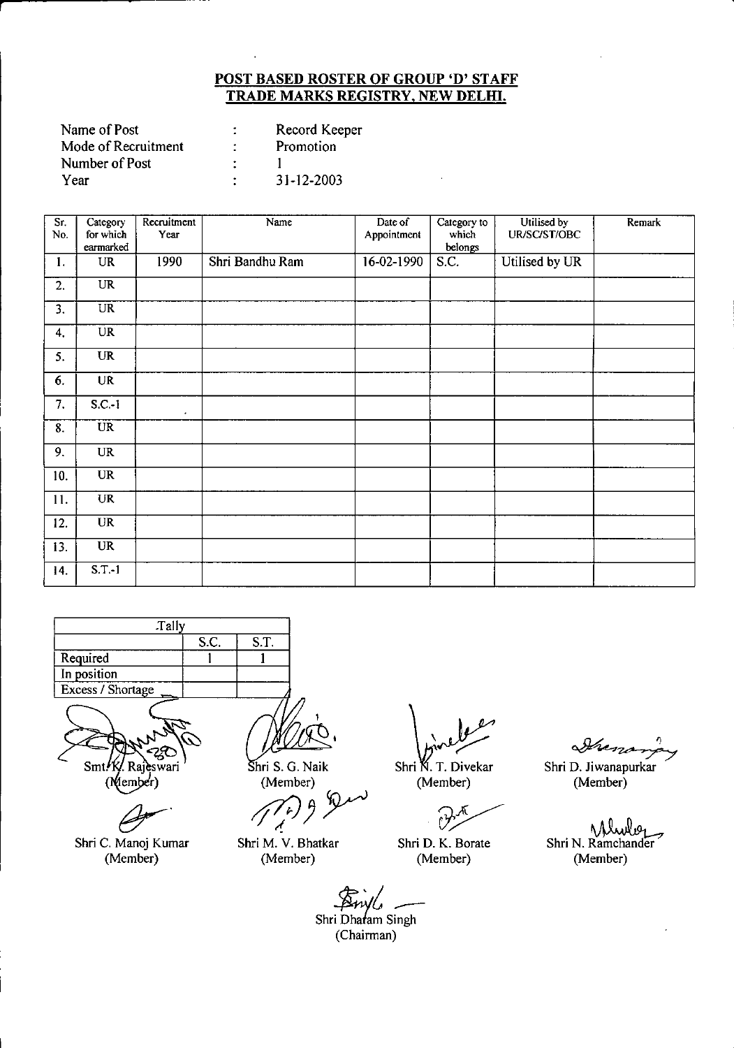# POST BASED ROSTER OF GROUP 'D' STAFF
# TRADE MARKS REGISTRY, NEW DELHI.

Name of Post : Record Keeper
Mode of Recruitment : Promotion
Number of Post : 1
Year : 31-12-2003

| Sr. No. | Category for which earmarked | Recruitment Year | Name | Date of Appointment | Category to which belongs | Utilised by UR/SC/ST/OBC | Remark |
|---|---|---|---|---|---|---|---|
| 1. | UR | 1990 | Shri Bandhu Ram | 16-02-1990 | S.C. | Utilised by UR | |
| 2. | UR | | | | | | |
| 3. | UR | | | | | | |
| 4. | UR | | | | | | |
| 5. | UR | | | | | | |
| 6. | UR | | | | | | |
| 7. | S.C.-1 | | | | | | |
| 8. | UR | | | | | | |
| 9. | UR | | | | | | |
| 10. | UR | | | | | | |
| 11. | UR | | | | | | |
| 12. | UR | | | | | | |
| 13. | UR | | | | | | |
| 14. | S.T.-1 | | | | | | |

| Tally | | |
|---|---|---|
| | S.C. | S.T. |
| Required | 1 | 1 |
| In position | | |
| Excess / Shortage | | |

Smt. K. Rajeswari (Member)

Shri S. G. Naik (Member)

Shri N. T. Divekar (Member)

Shri D. Jiwanapurkar (Member)

Shri C. Manoj Kumar (Member)

Shri M. V. Bhatkar (Member)

Shri D. K. Borate (Member)

Shri N. Ramchander (Member)

Shri Dharam Singh (Chairman)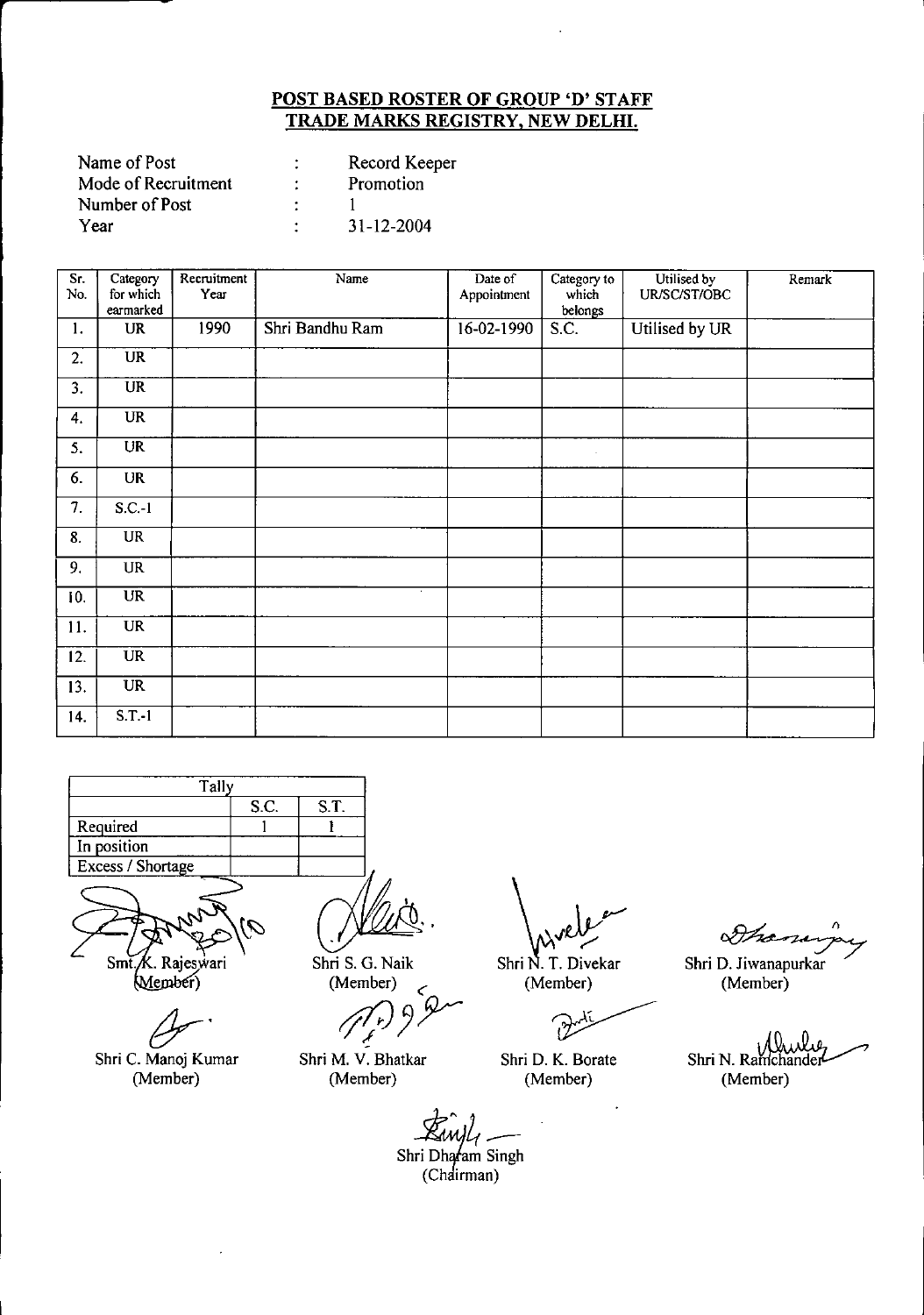**POST BASED ROSTER OF GROUP 'D' STAFF**
**TRADE MARKS REGISTRY, NEW DELHI.**

Name of Post : Record Keeper
Mode of Recruitment : Promotion
Number of Post : 1
Year : 31-12-2004

| Sr. No. | Category for which earmarked | Recruitment Year | Name | Date of Appointment | Category to which belongs | Utilised by UR/SC/ST/OBC | Remark |
|---|---|---|---|---|---|---|---|
| 1. | UR | 1990 | Shri Bandhu Ram | 16-02-1990 | S.C. | Utilised by UR | |
| 2. | UR | | | | | | |
| 3. | UR | | | | | | |
| 4. | UR | | | | | | |
| 5. | UR | | | | | | |
| 6. | UR | | | | | | |
| 7. | S.C.-1 | | | | | | |
| 8. | UR | | | | | | |
| 9. | UR | | | | | | |
| 10. | UR | | | | | | |
| 11. | UR | | | | | | |
| 12. | UR | | | | | | |
| 13. | UR | | | | | | |
| 14. | S.T.-1 | | | | | | |

| Tally | | |
|---|---|---|
| | S.C. | S.T. |
| Required | 1 | 1 |
| In position | | |
| Excess / Shortage | | |

Smt. K. Rajeswari (Member) — Shri S. G. Naik (Member) — Shri N. T. Divekar (Member) — Shri D. Jiwanapurkar (Member)

Shri C. Manoj Kumar (Member) — Shri M. V. Bhatkar (Member) — Shri D. K. Borate (Member) — Shri N. Ramchander (Member)

Shri Dharam Singh (Chairman)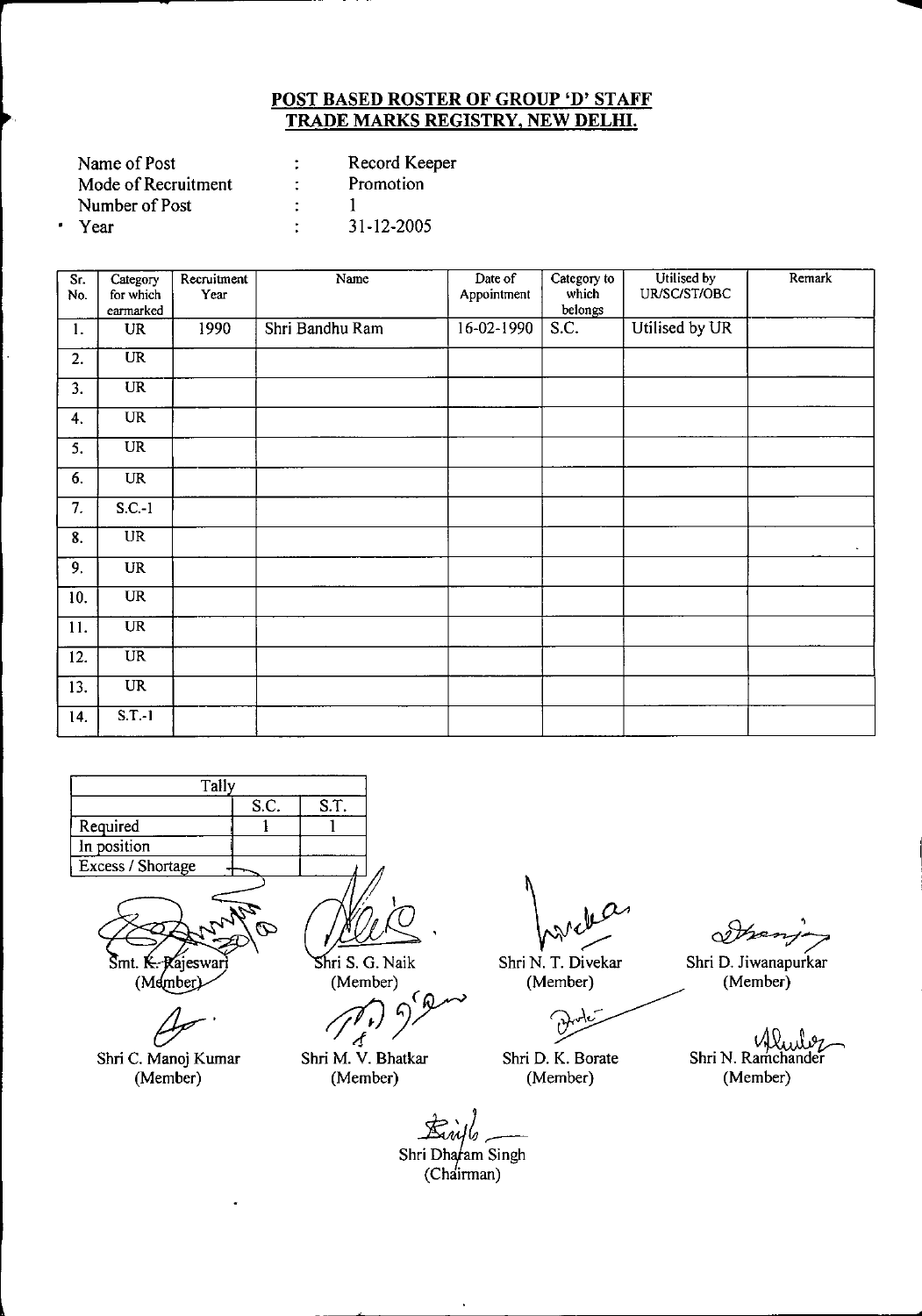**POST BASED ROSTER OF GROUP 'D' STAFF**
**TRADE MARKS REGISTRY, NEW DELHI.**

| | | |
|---|---|---|
| Name of Post | : | Record Keeper |
| Mode of Recruitment | : | Promotion |
| Number of Post | : | 1 |
| Year | : | 31-12-2005 |

| Sr. No. | Category for which earmarked | Recruitment Year | Name | Date of Appointment | Category to which belongs | Utilised by UR/SC/ST/OBC | Remark |
|---|---|---|---|---|---|---|---|
| 1. | UR | 1990 | Shri Bandhu Ram | 16-02-1990 | S.C. | Utilised by UR | |
| 2. | UR | | | | | | |
| 3. | UR | | | | | | |
| 4. | UR | | | | | | |
| 5. | UR | | | | | | |
| 6. | UR | | | | | | |
| 7. | S.C.-1 | | | | | | |
| 8. | UR | | | | | | |
| 9. | UR | | | | | | |
| 10. | UR | | | | | | |
| 11. | UR | | | | | | |
| 12. | UR | | | | | | |
| 13. | UR | | | | | | |
| 14. | S.T.-1 | | | | | | |

| Tally | | |
|---|---|---|
| | S.C. | S.T. |
| Required | 1 | 1 |
| In position | | |
| Excess / Shortage | | |

Smt. K. Rajeswari (Member) | Shri S. G. Naik (Member) | Shri N. T. Divekar (Member) | Shri D. Jiwanapurkar (Member)

Shri C. Manoj Kumar (Member) | Shri M. V. Bhatkar (Member) | Shri D. K. Borate (Member) | Shri N. Ramchander (Member)

Shri Dharam Singh
(Chairman)